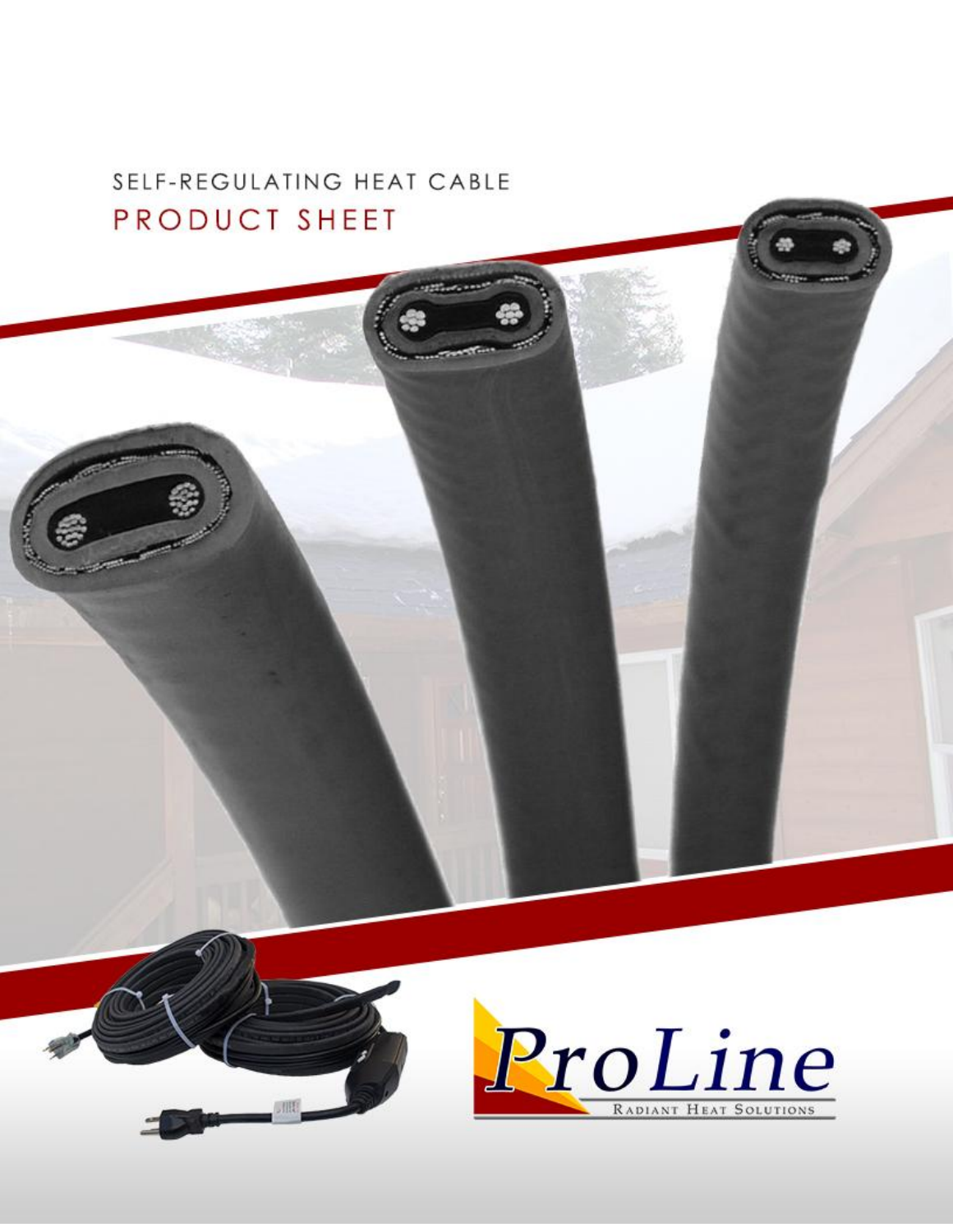SELF-REGULATING HEAT CABLE

# PRODUCT SHEET

ProLine

Radiant Heat Solutions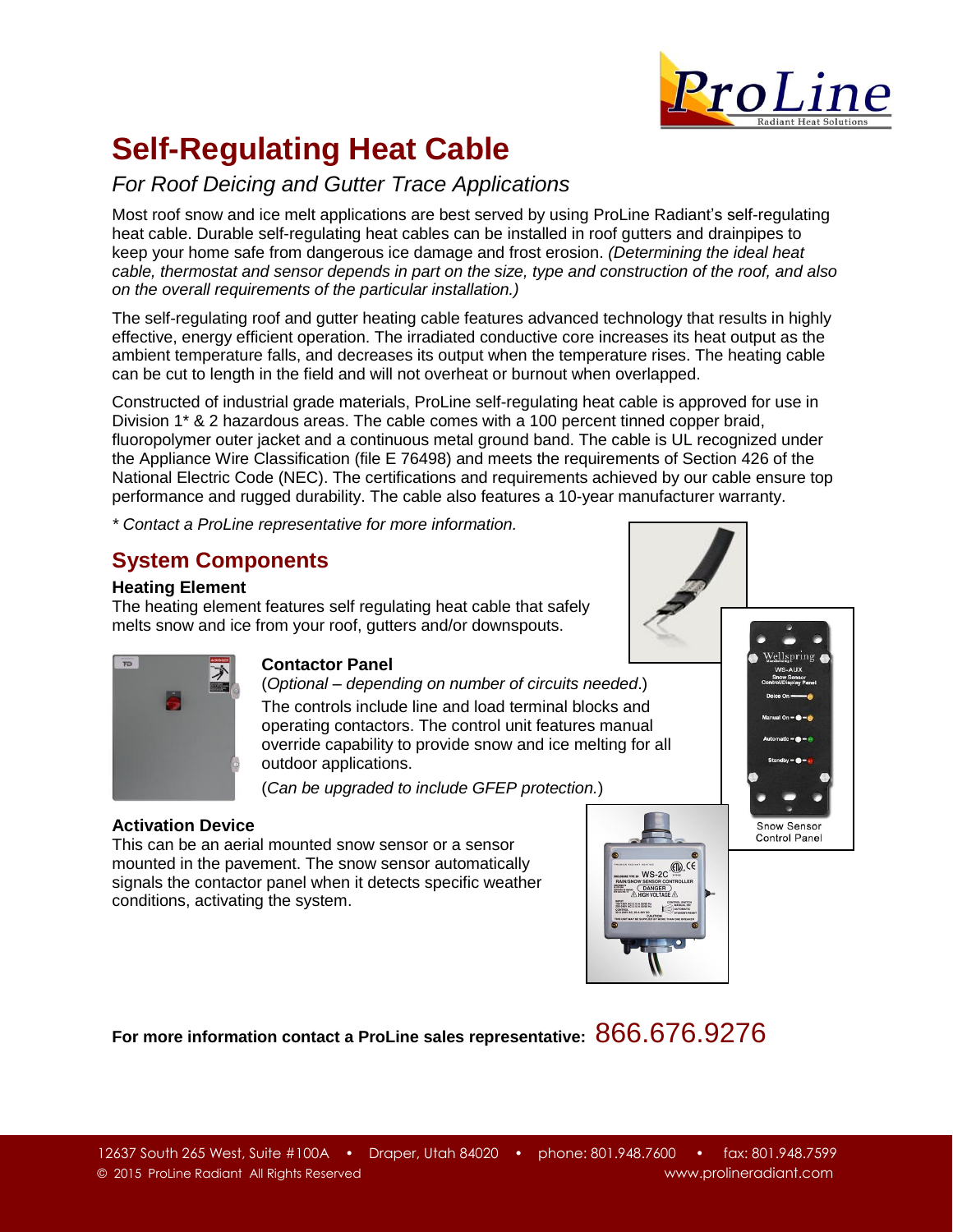# Self-Regulating Heat Cable

## *For Roof Deicing and Gutter Trace Applications*

Most roof snow and ice melt applications are best served by using ProLine Radiant's self-regulating heat cable. Durable self-regulating heat cables can be installed in roof gutters and drainpipes to keep your home safe from dangerous ice damage and frost erosion. *(Determining the ideal heat cable, thermostat and sensor depends in part on the size, type and construction of the roof, and also on the overall requirements of the particular installation.)*

The self-regulating roof and gutter heating cable features advanced technology that results in highly effective, energy efficient operation. The irradiated conductive core increases its heat output as the ambient temperature falls, and decreases its output when the temperature rises. The heating cable can be cut to length in the field and will not overheat or burnout when overlapped.

Constructed of industrial grade materials, ProLine self-regulating heat cable is approved for use in Division 1* & 2 hazardous areas. The cable comes with a 100 percent tinned copper braid, fluoropolymer outer jacket and a continuous metal ground band. The cable is UL recognized under the Appliance Wire Classification (file E 76498) and meets the requirements of Section 426 of the National Electric Code (NEC). The certifications and requirements achieved by our cable ensure top performance and rugged durability. The cable also features a 10-year manufacturer warranty.

*\* Contact a ProLine representative for more information.*

## System Components

**Heating Element**
The heating element features self regulating heat cable that safely melts snow and ice from your roof, gutters and/or downspouts.

**Contactor Panel**
(*Optional – depending on number of circuits needed*.)
The controls include line and load terminal blocks and operating contactors. The control unit features manual override capability to provide snow and ice melting for all outdoor applications.

(*Can be upgraded to include GFEP protection.*)

**Activation Device**
This can be an aerial mounted snow sensor or a sensor mounted in the pavement. The snow sensor automatically signals the contactor panel when it detects specific weather conditions, activating the system.

Snow Sensor Control Panel

**For more information contact a ProLine sales representative:** 866.676.9276

12637 South 265 West, Suite #100A • Draper, Utah 84020 • phone: 801.948.7600 • fax: 801.948.7599
© 2015 ProLine Radiant All Rights Reserved www.prolineradiant.com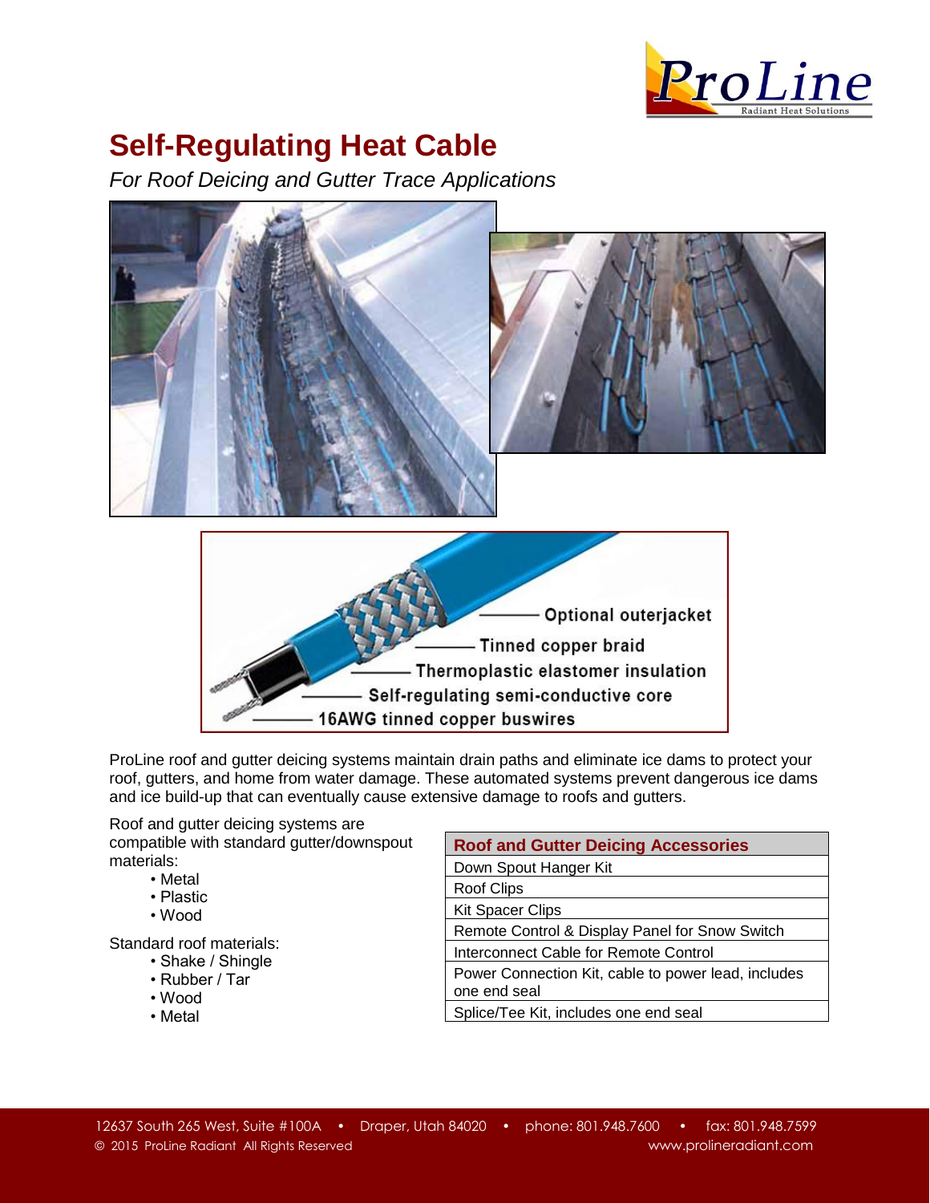# Self-Regulating Heat Cable

*For Roof Deicing and Gutter Trace Applications*

- Optional outerjacket
- Tinned copper braid
- Thermoplastic elastomer insulation
- Self-regulating semi-conductive core
- 16AWG tinned copper buswires

ProLine roof and gutter deicing systems maintain drain paths and eliminate ice dams to protect your roof, gutters, and home from water damage. These automated systems prevent dangerous ice dams and ice build-up that can eventually cause extensive damage to roofs and gutters.

Roof and gutter deicing systems are compatible with standard gutter/downspout materials:

- Metal
- Plastic
- Wood

Standard roof materials:

- Shake / Shingle
- Rubber / Tar
- Wood
- Metal

| Roof and Gutter Deicing Accessories |
|---|
| Down Spout Hanger Kit |
| Roof Clips |
| Kit Spacer Clips |
| Remote Control & Display Panel for Snow Switch |
| Interconnect Cable for Remote Control |
| Power Connection Kit, cable to power lead, includes one end seal |
| Splice/Tee Kit, includes one end seal |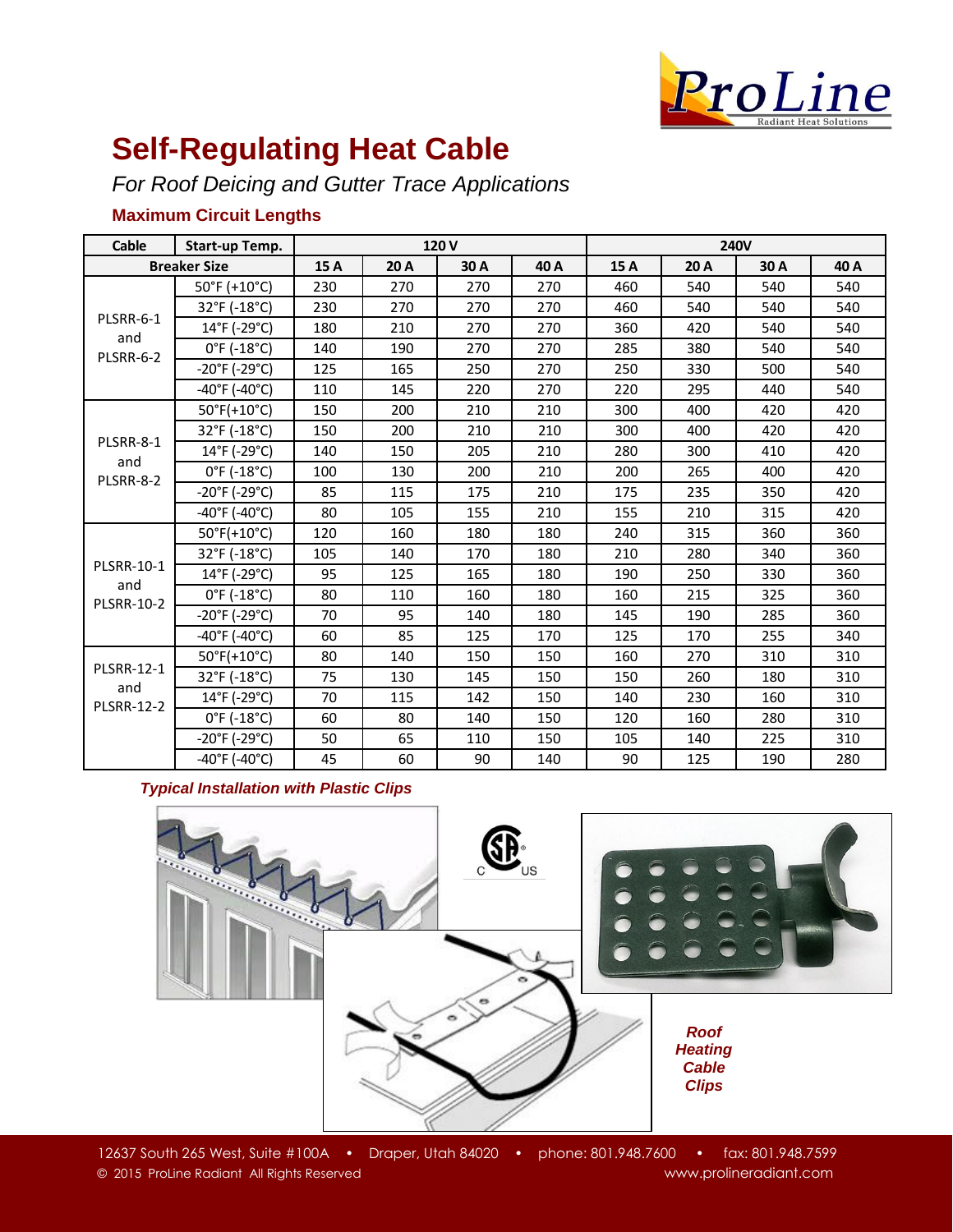# Self-Regulating Heat Cable

*For Roof Deicing and Gutter Trace Applications*

### Maximum Circuit Lengths

| Cable | Start-up Temp. | 120 V | | | | 240V | | | |
|---|---|---|---|---|---|---|---|---|---|
| Breaker Size | | 15 A | 20 A | 30 A | 40 A | 15 A | 20 A | 30 A | 40 A |
| PLSRR-6-1 and PLSRR-6-2 | 50°F (+10°C) | 230 | 270 | 270 | 270 | 460 | 540 | 540 | 540 |
| | 32°F (-18°C) | 230 | 270 | 270 | 270 | 460 | 540 | 540 | 540 |
| | 14°F (-29°C) | 180 | 210 | 270 | 270 | 360 | 420 | 540 | 540 |
| | 0°F (-18°C) | 140 | 190 | 270 | 270 | 285 | 380 | 540 | 540 |
| | -20°F (-29°C) | 125 | 165 | 250 | 270 | 250 | 330 | 500 | 540 |
| | -40°F (-40°C) | 110 | 145 | 220 | 270 | 220 | 295 | 440 | 540 |
| PLSRR-8-1 and PLSRR-8-2 | 50°F(+10°C) | 150 | 200 | 210 | 210 | 300 | 400 | 420 | 420 |
| | 32°F (-18°C) | 150 | 200 | 210 | 210 | 300 | 400 | 420 | 420 |
| | 14°F (-29°C) | 140 | 150 | 205 | 210 | 280 | 300 | 410 | 420 |
| | 0°F (-18°C) | 100 | 130 | 200 | 210 | 200 | 265 | 400 | 420 |
| | -20°F (-29°C) | 85 | 115 | 175 | 210 | 175 | 235 | 350 | 420 |
| | -40°F (-40°C) | 80 | 105 | 155 | 210 | 155 | 210 | 315 | 420 |
| PLSRR-10-1 and PLSRR-10-2 | 50°F(+10°C) | 120 | 160 | 180 | 180 | 240 | 315 | 360 | 360 |
| | 32°F (-18°C) | 105 | 140 | 170 | 180 | 210 | 280 | 340 | 360 |
| | 14°F (-29°C) | 95 | 125 | 165 | 180 | 190 | 250 | 330 | 360 |
| | 0°F (-18°C) | 80 | 110 | 160 | 180 | 160 | 215 | 325 | 360 |
| | -20°F (-29°C) | 70 | 95 | 140 | 180 | 145 | 190 | 285 | 360 |
| | -40°F (-40°C) | 60 | 85 | 125 | 170 | 125 | 170 | 255 | 340 |
| PLSRR-12-1 and PLSRR-12-2 | 50°F(+10°C) | 80 | 140 | 150 | 150 | 160 | 270 | 310 | 310 |
| | 32°F (-18°C) | 75 | 130 | 145 | 150 | 150 | 260 | 180 | 310 |
| | 14°F (-29°C) | 70 | 115 | 142 | 150 | 140 | 230 | 160 | 310 |
| | 0°F (-18°C) | 60 | 80 | 140 | 150 | 120 | 160 | 280 | 310 |
| | -20°F (-29°C) | 50 | 65 | 110 | 150 | 105 | 140 | 225 | 310 |
| | -40°F (-40°C) | 45 | 60 | 90 | 140 | 90 | 125 | 190 | 280 |

***Typical Installation with Plastic Clips***

***Roof Heating Cable Clips***

12637 South 265 West, Suite #100A • Draper, Utah 84020 • phone: 801.948.7600 • fax: 801.948.7599

© 2015 ProLine Radiant All Rights Reserved www.prolineradiant.com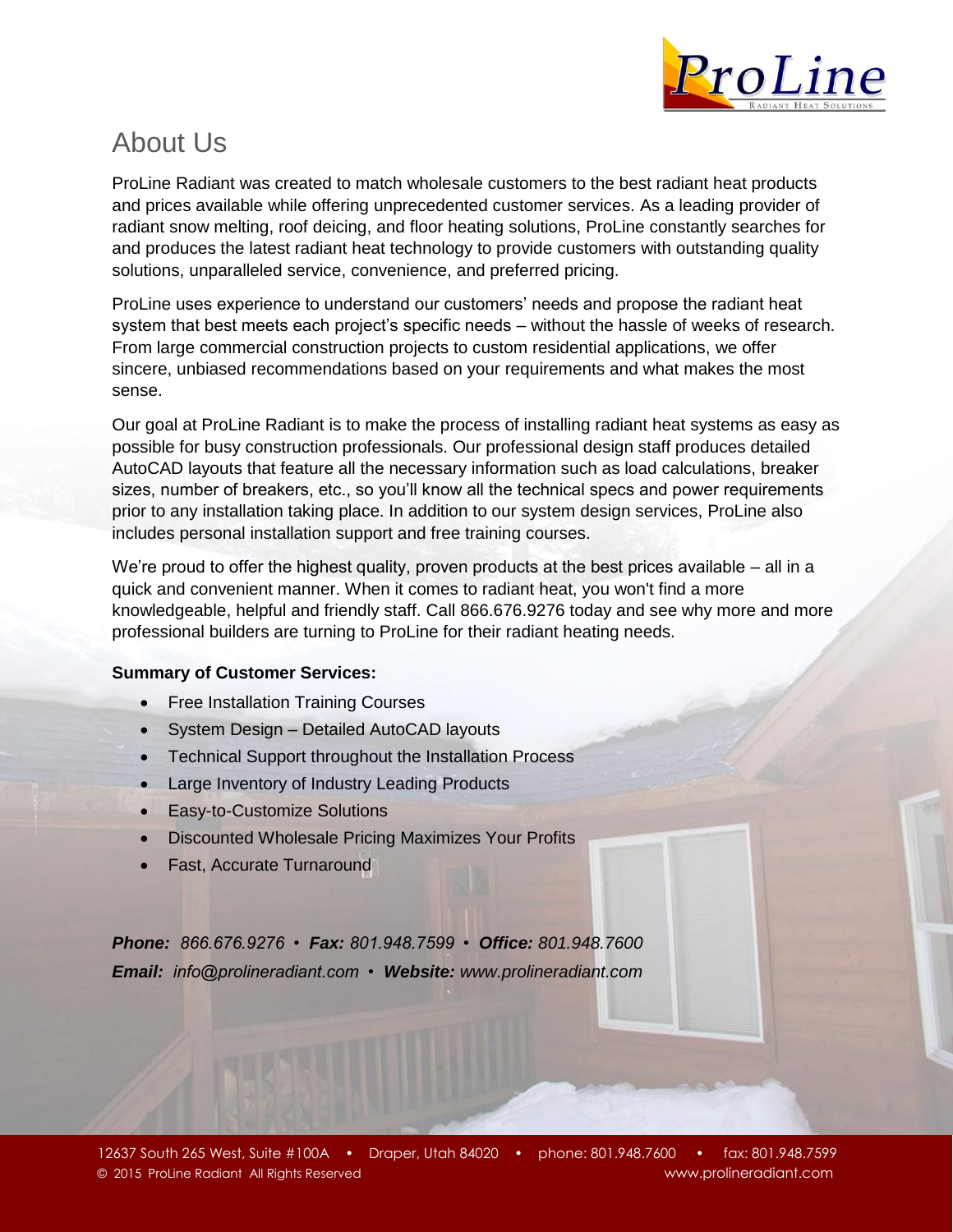# About Us

ProLine Radiant was created to match wholesale customers to the best radiant heat products and prices available while offering unprecedented customer services. As a leading provider of radiant snow melting, roof deicing, and floor heating solutions, ProLine constantly searches for and produces the latest radiant heat technology to provide customers with outstanding quality solutions, unparalleled service, convenience, and preferred pricing.

ProLine uses experience to understand our customers' needs and propose the radiant heat system that best meets each project's specific needs – without the hassle of weeks of research. From large commercial construction projects to custom residential applications, we offer sincere, unbiased recommendations based on your requirements and what makes the most sense.

Our goal at ProLine Radiant is to make the process of installing radiant heat systems as easy as possible for busy construction professionals. Our professional design staff produces detailed AutoCAD layouts that feature all the necessary information such as load calculations, breaker sizes, number of breakers, etc., so you'll know all the technical specs and power requirements prior to any installation taking place. In addition to our system design services, ProLine also includes personal installation support and free training courses.

We're proud to offer the highest quality, proven products at the best prices available – all in a quick and convenient manner. When it comes to radiant heat, you won't find a more knowledgeable, helpful and friendly staff. Call 866.676.9276 today and see why more and more professional builders are turning to ProLine for their radiant heating needs.

**Summary of Customer Services:**

- Free Installation Training Courses
- System Design – Detailed AutoCAD layouts
- Technical Support throughout the Installation Process
- Large Inventory of Industry Leading Products
- Easy-to-Customize Solutions
- Discounted Wholesale Pricing Maximizes Your Profits
- Fast, Accurate Turnaround

***Phone:*** *866.676.9276* • ***Fax:*** *801.948.7599* • ***Office:*** *801.948.7600*
***Email:*** *info@prolineradiant.com* • ***Website:*** *www.prolineradiant.com*

12637 South 265 West, Suite #100A • Draper, Utah 84020 • phone: 801.948.7600 • fax: 801.948.7599
© 2015 ProLine Radiant All Rights Reserved www.prolineradiant.com